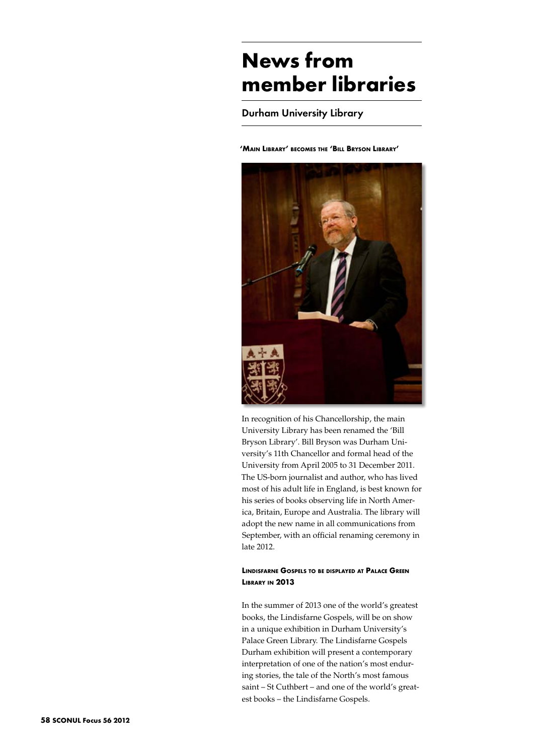# News from member libraries

## Durham University Library

### 'Main Library' becomes the 'Bill Bryson Library'

In recognition of his Chancellorship, the main University Library has been renamed the 'Bill Bryson Library'. Bill Bryson was Durham University's 11th Chancellor and formal head of the University from April 2005 to 31 December 2011. The US-born journalist and author, who has lived most of his adult life in England, is best known for his series of books observing life in North America, Britain, Europe and Australia. The library will adopt the new name in all communications from September, with an official renaming ceremony in late 2012.

### Lindisfarne Gospels to be displayed at Palace Green Library in 2013

In the summer of 2013 one of the world's greatest books, the Lindisfarne Gospels, will be on show in a unique exhibition in Durham University's Palace Green Library. The Lindisfarne Gospels Durham exhibition will present a contemporary interpretation of one of the nation's most enduring stories, the tale of the North's most famous saint – St Cuthbert – and one of the world's greatest books – the Lindisfarne Gospels.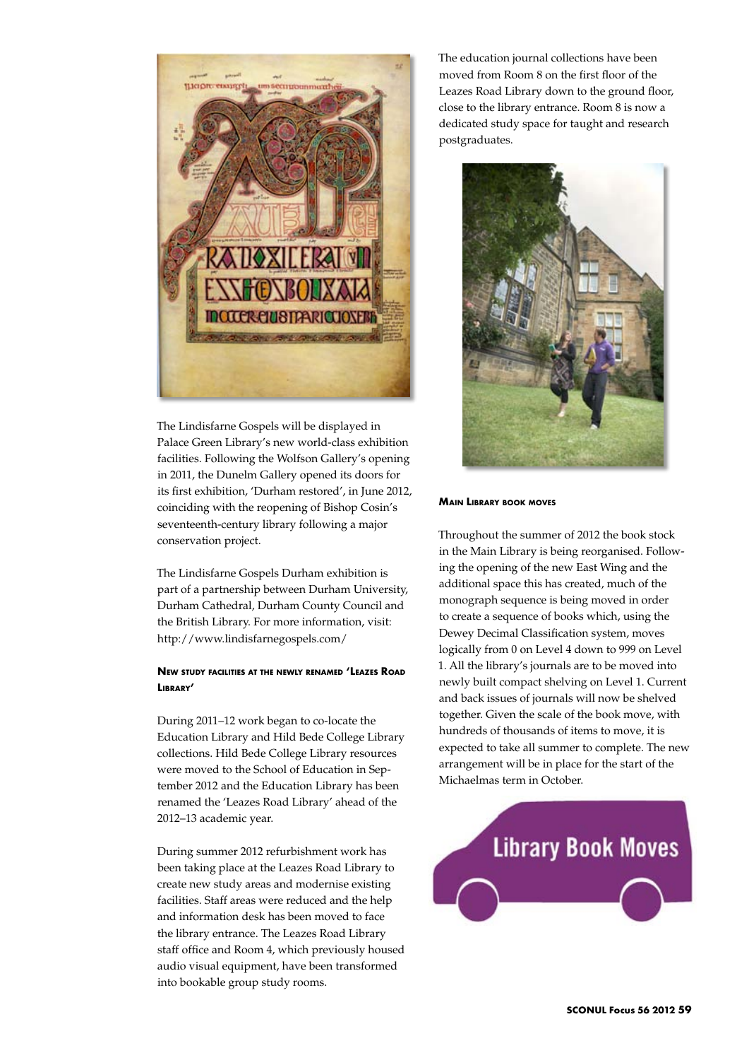The Lindisfarne Gospels will be displayed in Palace Green Library's new world-class exhibition facilities. Following the Wolfson Gallery's opening in 2011, the Dunelm Gallery opened its doors for its first exhibition, 'Durham restored', in June 2012, coinciding with the reopening of Bishop Cosin's seventeenth-century library following a major conservation project.

The Lindisfarne Gospels Durham exhibition is part of a partnership between Durham University, Durham Cathedral, Durham County Council and the British Library. For more information, visit: http://www.lindisfarnegospels.com/

### New study facilities at the newly renamed 'Leazes Road Library'

During 2011–12 work began to co-locate the Education Library and Hild Bede College Library collections. Hild Bede College Library resources were moved to the School of Education in September 2012 and the Education Library has been renamed the 'Leazes Road Library' ahead of the 2012–13 academic year.

During summer 2012 refurbishment work has been taking place at the Leazes Road Library to create new study areas and modernise existing facilities. Staff areas were reduced and the help and information desk has been moved to face the library entrance. The Leazes Road Library staff office and Room 4, which previously housed audio visual equipment, have been transformed into bookable group study rooms.

The education journal collections have been moved from Room 8 on the first floor of the Leazes Road Library down to the ground floor, close to the library entrance. Room 8 is now a dedicated study space for taught and research postgraduates.

### Main Library book moves

Throughout the summer of 2012 the book stock in the Main Library is being reorganised. Following the opening of the new East Wing and the additional space this has created, much of the monograph sequence is being moved in order to create a sequence of books which, using the Dewey Decimal Classification system, moves logically from 0 on Level 4 down to 999 on Level 1. All the library's journals are to be moved into newly built compact shelving on Level 1. Current and back issues of journals will now be shelved together. Given the scale of the book move, with hundreds of thousands of items to move, it is expected to take all summer to complete. The new arrangement will be in place for the start of the Michaelmas term in October.

Library Book Moves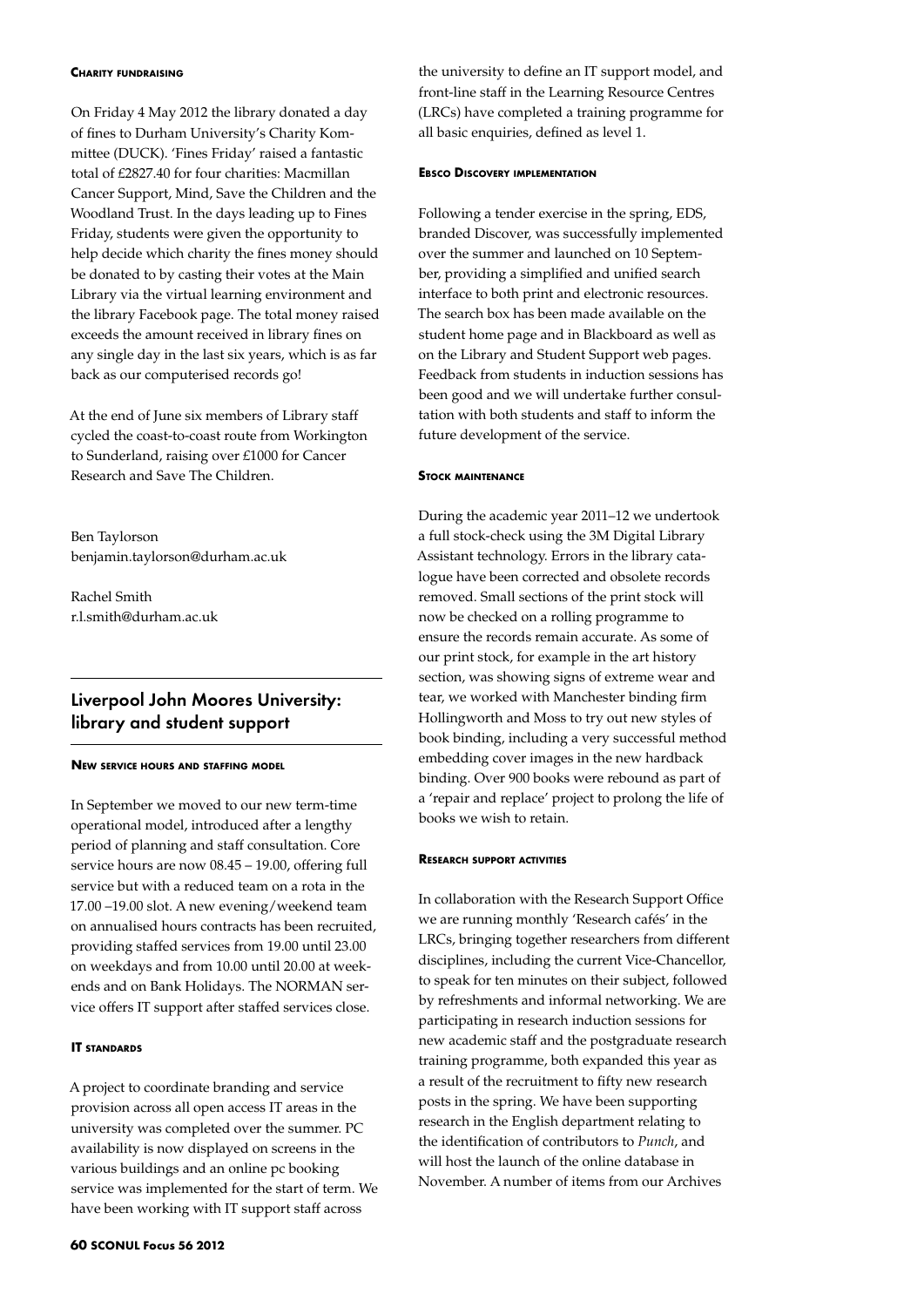#### Charity fundraising

On Friday 4 May 2012 the library donated a day of fines to Durham University's Charity Kommittee (DUCK). 'Fines Friday' raised a fantastic total of £2827.40 for four charities: Macmillan Cancer Support, Mind, Save the Children and the Woodland Trust. In the days leading up to Fines Friday, students were given the opportunity to help decide which charity the fines money should be donated to by casting their votes at the Main Library via the virtual learning environment and the library Facebook page. The total money raised exceeds the amount received in library fines on any single day in the last six years, which is as far back as our computerised records go!

At the end of June six members of Library staff cycled the coast-to-coast route from Workington to Sunderland, raising over £1000 for Cancer Research and Save The Children.

Ben Taylorson
benjamin.taylorson@durham.ac.uk

Rachel Smith
r.l.smith@durham.ac.uk

## Liverpool John Moores University: library and student support

#### New service hours and staffing model

In September we moved to our new term-time operational model, introduced after a lengthy period of planning and staff consultation. Core service hours are now 08.45 – 19.00, offering full service but with a reduced team on a rota in the 17.00 –19.00 slot. A new evening/weekend team on annualised hours contracts has been recruited, providing staffed services from 19.00 until 23.00 on weekdays and from 10.00 until 20.00 at weekends and on Bank Holidays. The NORMAN service offers IT support after staffed services close.

#### IT standards

A project to coordinate branding and service provision across all open access IT areas in the university was completed over the summer. PC availability is now displayed on screens in the various buildings and an online pc booking service was implemented for the start of term. We have been working with IT support staff across the university to define an IT support model, and front-line staff in the Learning Resource Centres (LRCs) have completed a training programme for all basic enquiries, defined as level 1.

#### Ebsco Discovery implementation

Following a tender exercise in the spring, EDS, branded Discover, was successfully implemented over the summer and launched on 10 September, providing a simplified and unified search interface to both print and electronic resources. The search box has been made available on the student home page and in Blackboard as well as on the Library and Student Support web pages. Feedback from students in induction sessions has been good and we will undertake further consultation with both students and staff to inform the future development of the service.

#### Stock maintenance

During the academic year 2011–12 we undertook a full stock-check using the 3M Digital Library Assistant technology. Errors in the library catalogue have been corrected and obsolete records removed. Small sections of the print stock will now be checked on a rolling programme to ensure the records remain accurate. As some of our print stock, for example in the art history section, was showing signs of extreme wear and tear, we worked with Manchester binding firm Hollingworth and Moss to try out new styles of book binding, including a very successful method embedding cover images in the new hardback binding. Over 900 books were rebound as part of a 'repair and replace' project to prolong the life of books we wish to retain.

#### Research support activities

In collaboration with the Research Support Office we are running monthly 'Research cafés' in the LRCs, bringing together researchers from different disciplines, including the current Vice-Chancellor, to speak for ten minutes on their subject, followed by refreshments and informal networking. We are participating in research induction sessions for new academic staff and the postgraduate research training programme, both expanded this year as a result of the recruitment to fifty new research posts in the spring. We have been supporting research in the English department relating to the identification of contributors to *Punch*, and will host the launch of the online database in November. A number of items from our Archives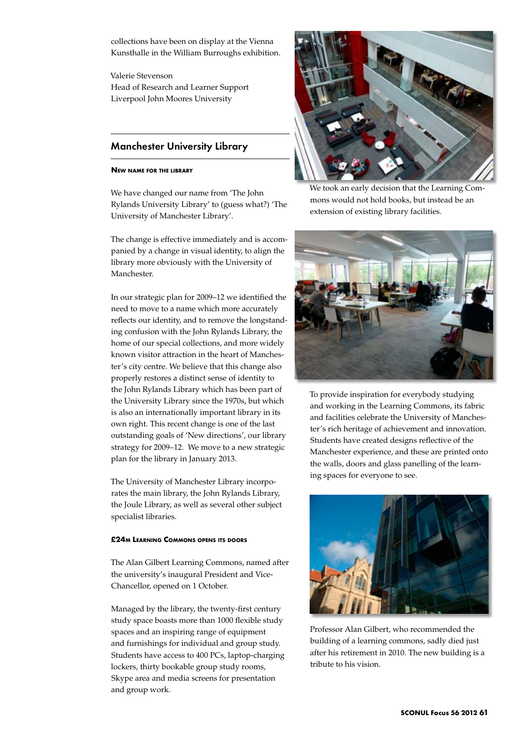collections have been on display at the Vienna Kunsthalle in the William Burroughs exhibition.

Valerie Stevenson
Head of Research and Learner Support
Liverpool John Moores University

## Manchester University Library

### New name for the library

We have changed our name from 'The John Rylands University Library' to (guess what?) 'The University of Manchester Library'.

The change is effective immediately and is accompanied by a change in visual identity, to align the library more obviously with the University of Manchester.

In our strategic plan for 2009–12 we identified the need to move to a name which more accurately reflects our identity, and to remove the longstanding confusion with the John Rylands Library, the home of our special collections, and more widely known visitor attraction in the heart of Manchester's city centre. We believe that this change also properly restores a distinct sense of identity to the John Rylands Library which has been part of the University Library since the 1970s, but which is also an internationally important library in its own right. This recent change is one of the last outstanding goals of 'New directions', our library strategy for 2009–12. We move to a new strategic plan for the library in January 2013.

The University of Manchester Library incorporates the main library, the John Rylands Library, the Joule Library, as well as several other subject specialist libraries.

### £24m Learning Commons opens its doors

The Alan Gilbert Learning Commons, named after the university's inaugural President and Vice-Chancellor, opened on 1 October.

Managed by the library, the twenty-first century study space boasts more than 1000 flexible study spaces and an inspiring range of equipment and furnishings for individual and group study. Students have access to 400 PCs, laptop-charging lockers, thirty bookable group study rooms, Skype area and media screens for presentation and group work.

We took an early decision that the Learning Commons would not hold books, but instead be an extension of existing library facilities.

To provide inspiration for everybody studying and working in the Learning Commons, its fabric and facilities celebrate the University of Manchester's rich heritage of achievement and innovation. Students have created designs reflective of the Manchester experience, and these are printed onto the walls, doors and glass panelling of the learning spaces for everyone to see.

Professor Alan Gilbert, who recommended the building of a learning commons, sadly died just after his retirement in 2010. The new building is a tribute to his vision.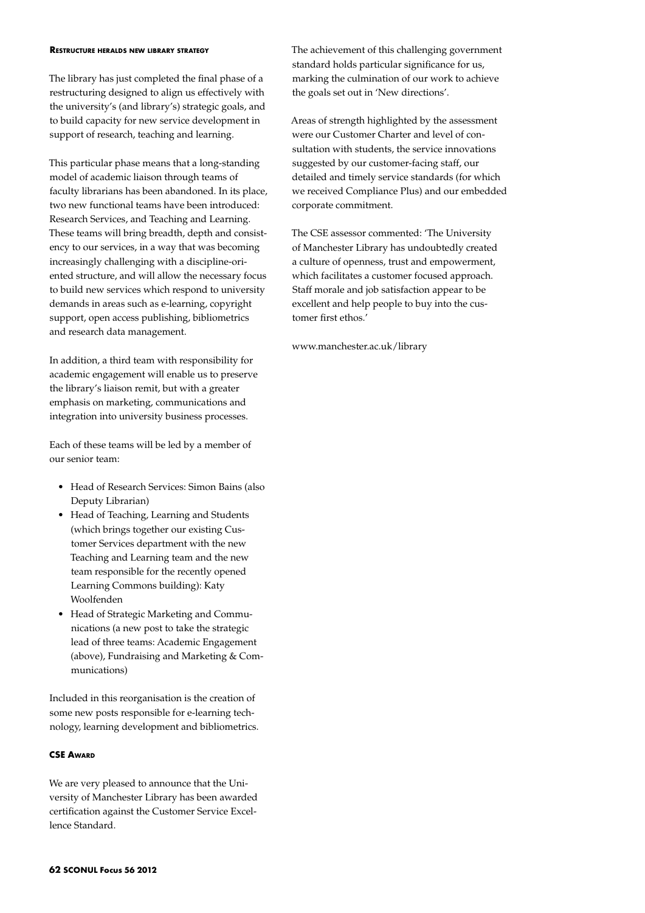### Restructure heralds new library strategy

The library has just completed the final phase of a restructuring designed to align us effectively with the university's (and library's) strategic goals, and to build capacity for new service development in support of research, teaching and learning.

This particular phase means that a long-standing model of academic liaison through teams of faculty librarians has been abandoned. In its place, two new functional teams have been introduced: Research Services, and Teaching and Learning. These teams will bring breadth, depth and consistency to our services, in a way that was becoming increasingly challenging with a discipline-oriented structure, and will allow the necessary focus to build new services which respond to university demands in areas such as e-learning, copyright support, open access publishing, bibliometrics and research data management.

In addition, a third team with responsibility for academic engagement will enable us to preserve the library's liaison remit, but with a greater emphasis on marketing, communications and integration into university business processes.

Each of these teams will be led by a member of our senior team:

- Head of Research Services: Simon Bains (also Deputy Librarian)
- Head of Teaching, Learning and Students (which brings together our existing Customer Services department with the new Teaching and Learning team and the new team responsible for the recently opened Learning Commons building): Katy Woolfenden
- Head of Strategic Marketing and Communications (a new post to take the strategic lead of three teams: Academic Engagement (above), Fundraising and Marketing & Communications)

Included in this reorganisation is the creation of some new posts responsible for e-learning technology, learning development and bibliometrics.

### CSE Award

We are very pleased to announce that the University of Manchester Library has been awarded certification against the Customer Service Excellence Standard.

The achievement of this challenging government standard holds particular significance for us, marking the culmination of our work to achieve the goals set out in 'New directions'.

Areas of strength highlighted by the assessment were our Customer Charter and level of consultation with students, the service innovations suggested by our customer-facing staff, our detailed and timely service standards (for which we received Compliance Plus) and our embedded corporate commitment.

The CSE assessor commented: 'The University of Manchester Library has undoubtedly created a culture of openness, trust and empowerment, which facilitates a customer focused approach. Staff morale and job satisfaction appear to be excellent and help people to buy into the customer first ethos.'

www.manchester.ac.uk/library